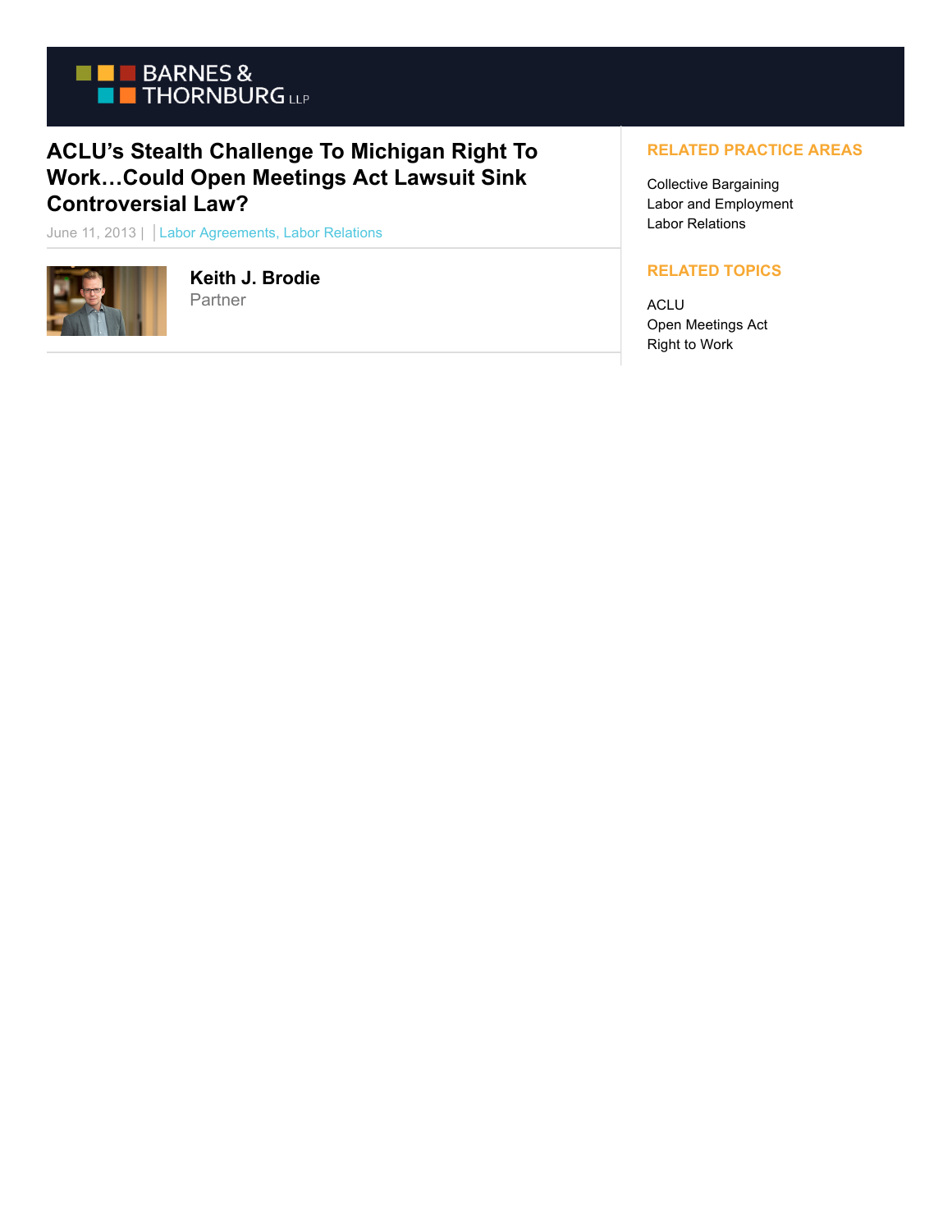BARNES & THORNBURG LLP

# ACLU's Stealth Challenge To Michigan Right To Work…Could Open Meetings Act Lawsuit Sink Controversial Law?

June 11, 2013 | Labor Agreements, Labor Relations

**Keith J. Brodie**
Partner

## RELATED PRACTICE AREAS

Collective Bargaining
Labor and Employment
Labor Relations

## RELATED TOPICS

ACLU
Open Meetings Act
Right to Work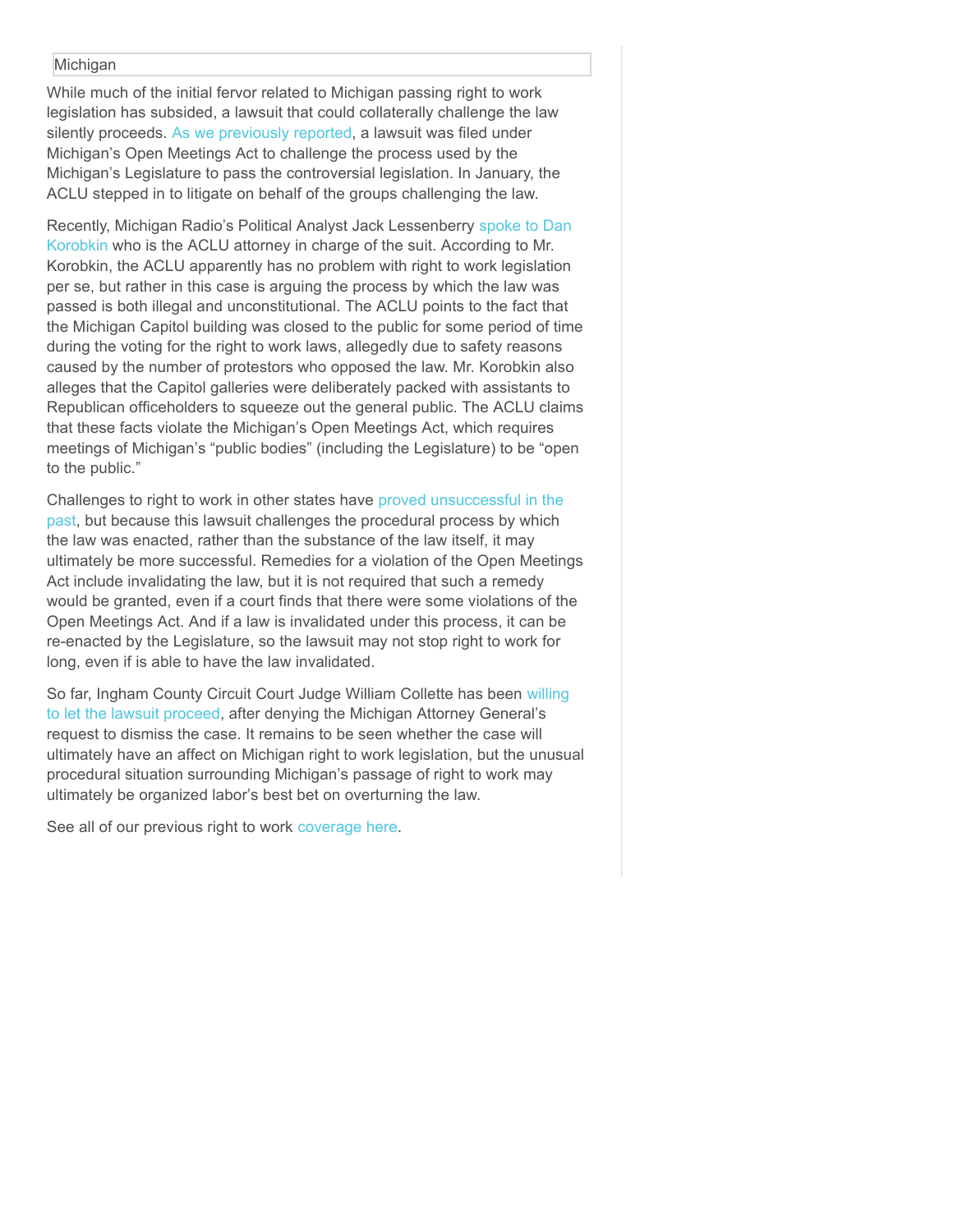Michigan

While much of the initial fervor related to Michigan passing right to work legislation has subsided, a lawsuit that could collaterally challenge the law silently proceeds. As we previously reported, a lawsuit was filed under Michigan's Open Meetings Act to challenge the process used by the Michigan's Legislature to pass the controversial legislation. In January, the ACLU stepped in to litigate on behalf of the groups challenging the law.

Recently, Michigan Radio's Political Analyst Jack Lessenberry spoke to Dan Korobkin who is the ACLU attorney in charge of the suit. According to Mr. Korobkin, the ACLU apparently has no problem with right to work legislation per se, but rather in this case is arguing the process by which the law was passed is both illegal and unconstitutional. The ACLU points to the fact that the Michigan Capitol building was closed to the public for some period of time during the voting for the right to work laws, allegedly due to safety reasons caused by the number of protestors who opposed the law. Mr. Korobkin also alleges that the Capitol galleries were deliberately packed with assistants to Republican officeholders to squeeze out the general public. The ACLU claims that these facts violate the Michigan's Open Meetings Act, which requires meetings of Michigan's "public bodies" (including the Legislature) to be "open to the public."

Challenges to right to work in other states have proved unsuccessful in the past, but because this lawsuit challenges the procedural process by which the law was enacted, rather than the substance of the law itself, it may ultimately be more successful. Remedies for a violation of the Open Meetings Act include invalidating the law, but it is not required that such a remedy would be granted, even if a court finds that there were some violations of the Open Meetings Act. And if a law is invalidated under this process, it can be re-enacted by the Legislature, so the lawsuit may not stop right to work for long, even if is able to have the law invalidated.

So far, Ingham County Circuit Court Judge William Collette has been willing to let the lawsuit proceed, after denying the Michigan Attorney General's request to dismiss the case. It remains to be seen whether the case will ultimately have an affect on Michigan right to work legislation, but the unusual procedural situation surrounding Michigan's passage of right to work may ultimately be organized labor's best bet on overturning the law.

See all of our previous right to work coverage here.